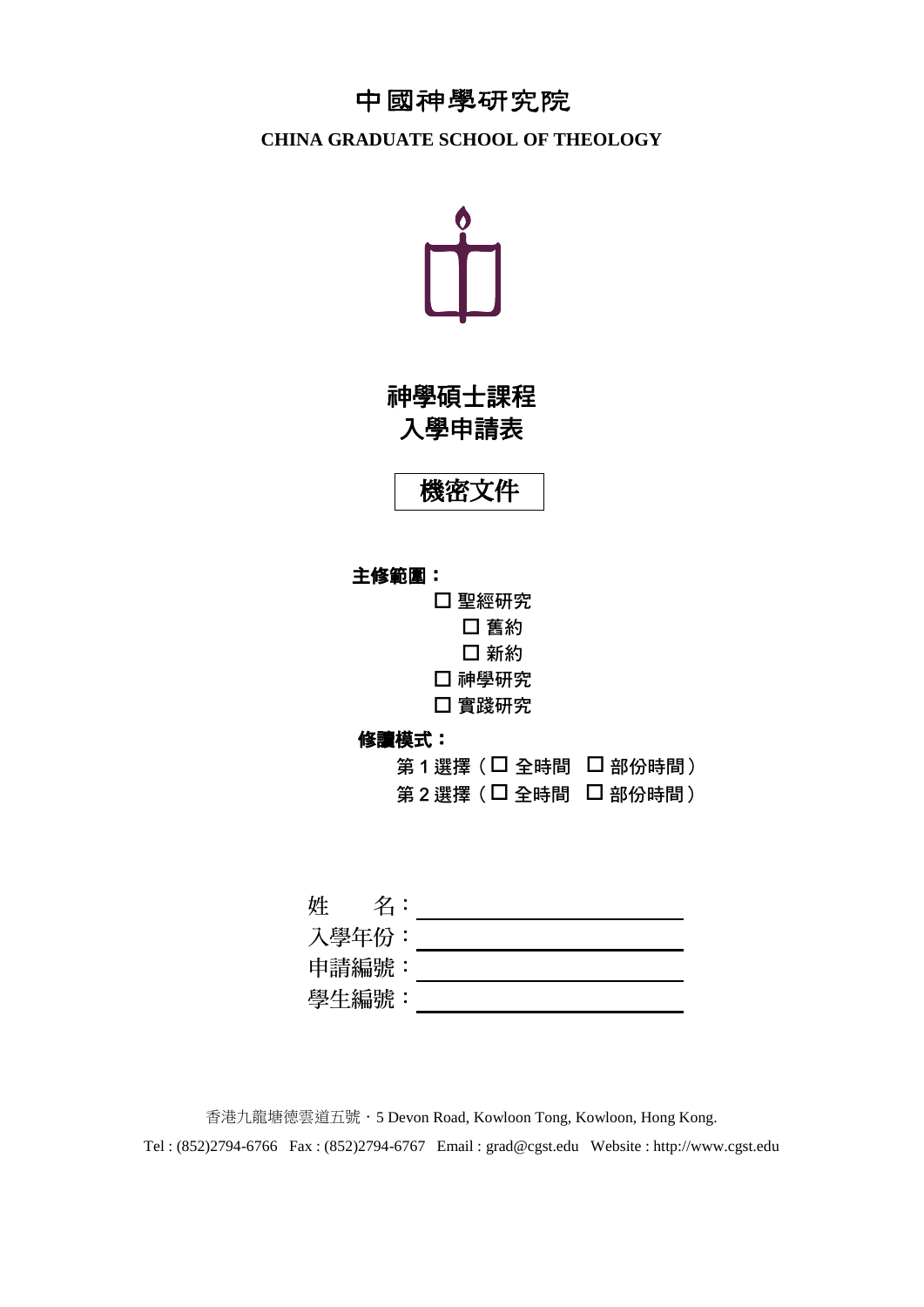# 中國神學研究院

**CHINA GRADUATE SCHOOL OF THEOLOGY**

## 神學碩士課程
## 入學申請表

**機密文件**

**主修範圍：**

- ☐ 聖經研究
  - ☐ 舊約
  - ☐ 新約
- ☐ 神學研究
- ☐ 實踐研究

**修讀模式：**

第 1 選擇（☐ 全時間 ☐ 部份時間）

第 2 選擇（☐ 全時間 ☐ 部份時間）

姓　　名：\_\_\_\_\_\_\_\_\_\_\_\_\_\_\_\_\_\_\_\_

入學年份：\_\_\_\_\_\_\_\_\_\_\_\_\_\_\_\_\_\_\_\_

申請編號：\_\_\_\_\_\_\_\_\_\_\_\_\_\_\_\_\_\_\_\_

學生編號：\_\_\_\_\_\_\_\_\_\_\_\_\_\_\_\_\_\_\_\_

香港九龍塘德雲道五號・5 Devon Road, Kowloon Tong, Kowloon, Hong Kong.

Tel : (852)2794-6766 Fax : (852)2794-6767 Email : grad@cgst.edu Website : http://www.cgst.edu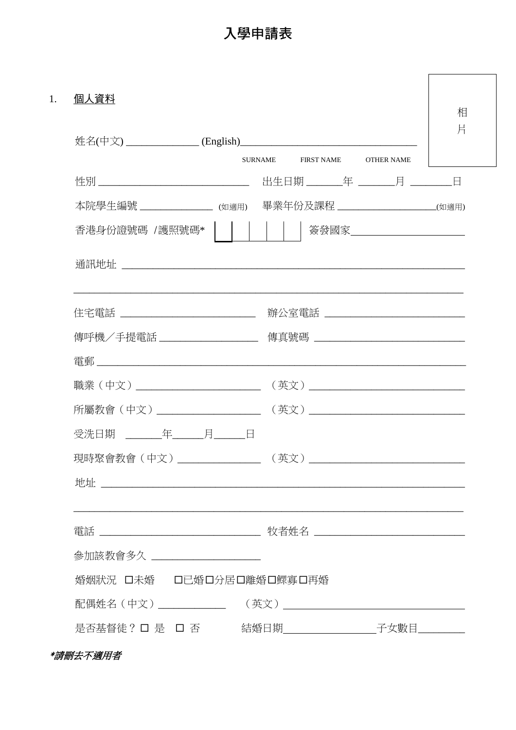# 入學申請表

相片

1. **個人資料**

姓名(中文) ______________ (English)__________________________________

SURNAME　　FIRST NAME　　OTHER NAME

性別 ____________________________ 出生日期 _______年 _______月 ________日

本院學生編號 ______________ (如適用)　畢業年份及課程 __________________(如適用)

香港身份證號碼 /護照號碼* |　|　|　|　|　| 簽發國家______________________

通訊地址 ________________________________________________________________

________________________________________________________________________

住宅電話 __________________________ 辦公室電話 __________________________

傳呼機／手提電話 ___________________ 傳真號碼 _____________________________

電郵 ____________________________________________________________________

職業（中文）________________________ （英文）_____________________________

所屬教會（中文）___________________ （英文）_____________________________

受洗日期　_______年______月______日

現時聚會教會（中文）_______________ （英文）_____________________________

地址 ____________________________________________________________________

________________________________________________________________________

電話 ______________________________ 牧者姓名 ____________________________

參加該教會多久 ____________________

婚姻狀況　☐未婚　☐已婚☐分居☐離婚☐鰥寡☐再婚

配偶姓名（中文）____________ （英文）___________________________________

是否基督徒？☐ 是　☐ 否　　結婚日期_________________子女數目_________

***請刪去不適用者***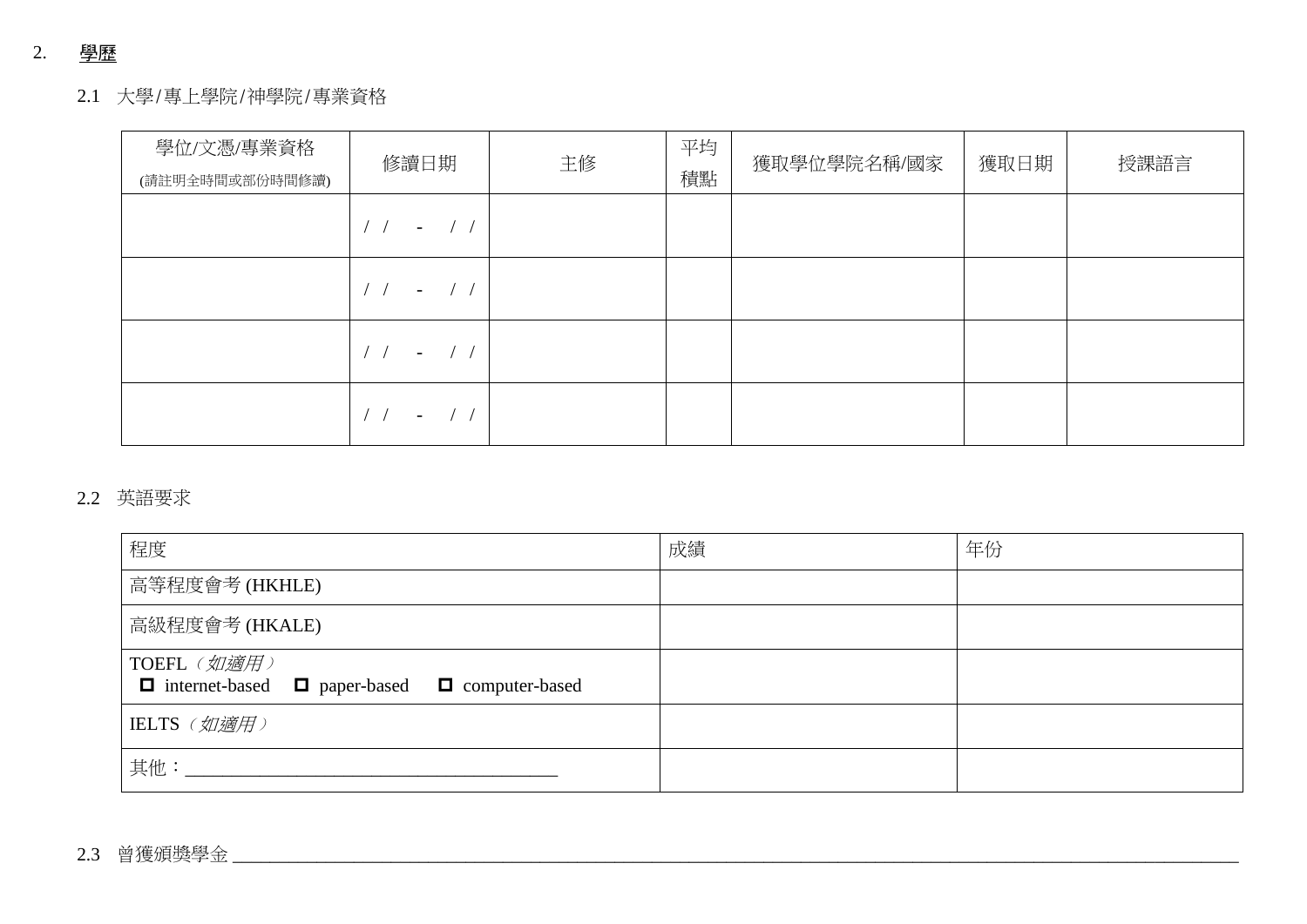## 2. 學歷

### 2.1 大學/專上學院/神學院/專業資格

| 學位/文憑/專業資格<br>(請註明全時間或部份時間修讀) | 修讀日期 | 主修 | 平均積點 | 獲取學位學院名稱/國家 | 獲取日期 | 授課語言 |
|---|---|---|---|---|---|---|
| | / / - / / | | | | | |
| | / / - / / | | | | | |
| | / / - / / | | | | | |
| | / / - / / | | | | | |

### 2.2 英語要求

| 程度 | 成績 | 年份 |
|---|---|---|
| 高等程度會考 (HKHLE) | | |
| 高級程度會考 (HKALE) | | |
| TOEFL *（如適用）*<br>☐ internet-based ☐ paper-based ☐ computer-based | | |
| IELTS *（如適用）* | | |
| 其他：______________________________________ | | |

### 2.3 曾獲頒獎學金 ____________________________________________________________________________________________________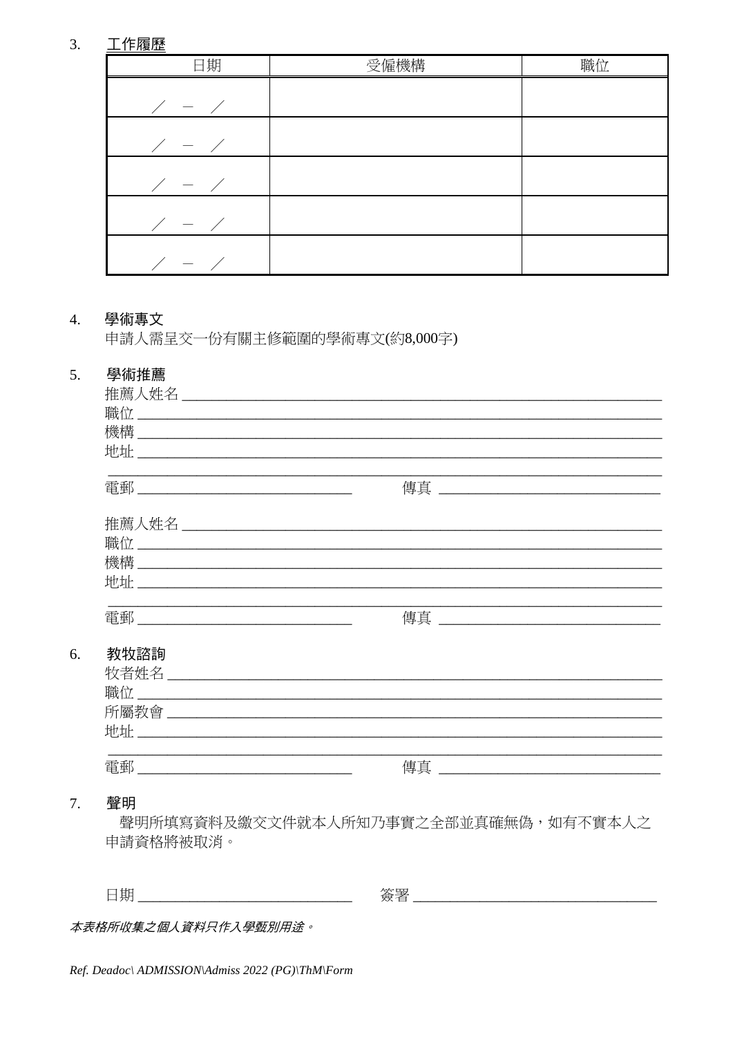3. 工作履歷

| 日期 | 受僱機構 | 職位 |
|---|---|---|
| ／　－　／ | | |
| ／　－　／ | | |
| ／　－　／ | | |
| ／　－　／ | | |
| ／　－　／ | | |

4. **學術專文**

   申請人需呈交一份有關主修範圍的學術專文(約8,000字)

5. **學術推薦**

   推薦人姓名 ______________________________________________
   職位 ______________________________________________
   機構 ______________________________________________
   地址 ______________________________________________
   ______________________________________________
   電郵 ____________________　　傳真 ____________________

   推薦人姓名 ______________________________________________
   職位 ______________________________________________
   機構 ______________________________________________
   地址 ______________________________________________
   ______________________________________________
   電郵 ____________________　　傳真 ____________________

6. **教牧諮詢**

   牧者姓名 ______________________________________________
   職位 ______________________________________________
   所屬教會 ______________________________________________
   地址 ______________________________________________
   ______________________________________________
   電郵 ____________________　　傳真 ____________________

7. **聲明**

   聲明所填寫資料及繳交文件就本人所知乃事實之全部並真確無偽，如有不實本人之申請資格將被取消。

   日期 ____________________　　簽署 ____________________

*本表格所收集之個人資料只作入學甄別用途。*

*Ref. Deadoc\ ADMISSION\Admiss 2022 (PG)\ThM\Form*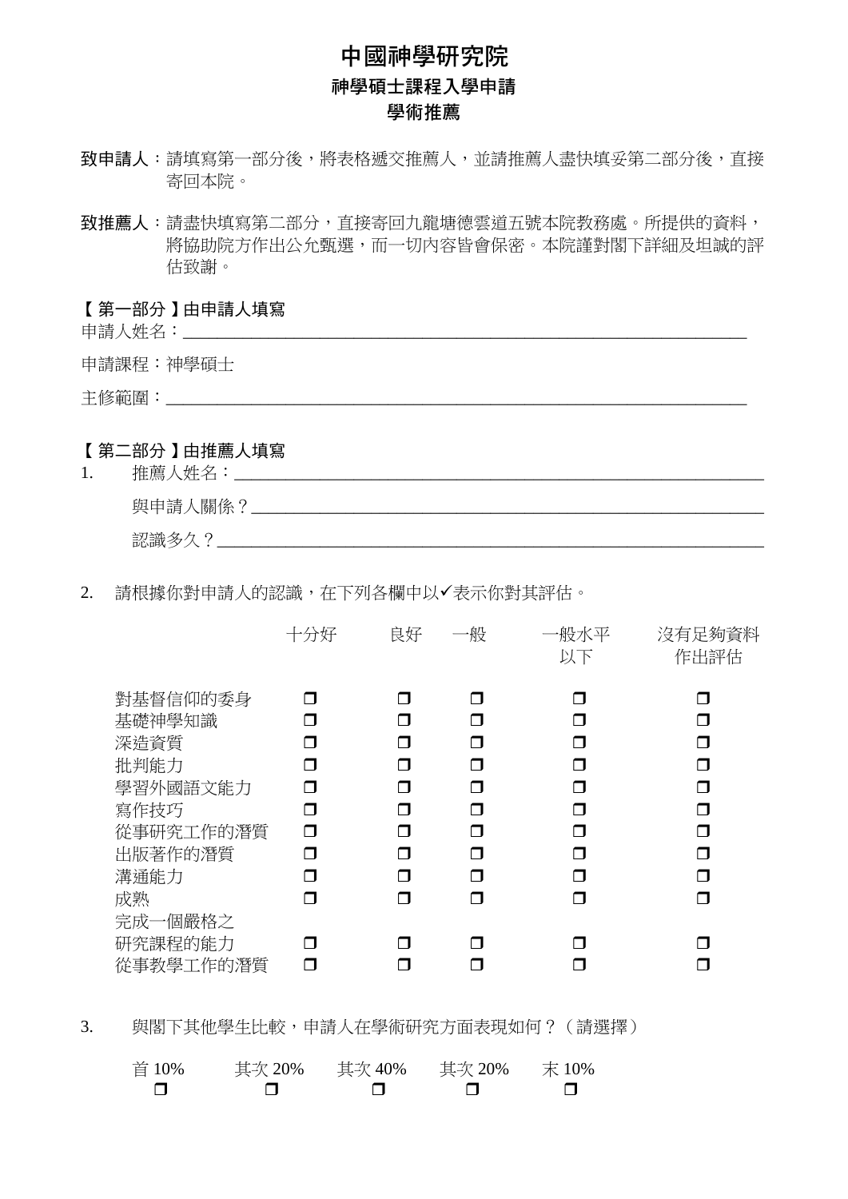# 中國神學研究院

## 神學碩士課程入學申請

## 學術推薦

**致申請人**：請填寫第一部分後，將表格遞交推薦人，並請推薦人盡快填妥第二部分後，直接寄回本院。

**致推薦人**：請盡快填寫第二部分，直接寄回九龍塘德雲道五號本院教務處。所提供的資料，將協助院方作出公允甄選，而一切內容皆會保密。本院謹對閣下詳細及坦誠的評估致謝。

**【第一部分】由申請人填寫**

申請人姓名：\_\_\_\_\_\_\_\_\_\_\_\_\_\_\_\_\_\_\_\_\_\_\_\_\_\_\_\_\_\_\_\_\_\_\_\_\_\_\_\_

申請課程：神學碩士

主修範圍：\_\_\_\_\_\_\_\_\_\_\_\_\_\_\_\_\_\_\_\_\_\_\_\_\_\_\_\_\_\_\_\_\_\_\_\_\_\_\_\_

**【第二部分】由推薦人填寫**

1. 推薦人姓名：\_\_\_\_\_\_\_\_\_\_\_\_\_\_\_\_\_\_\_\_\_\_\_\_\_\_\_\_\_\_\_\_\_\_\_\_\_\_\_\_

   與申請人關係？\_\_\_\_\_\_\_\_\_\_\_\_\_\_\_\_\_\_\_\_\_\_\_\_\_\_\_\_\_\_\_\_\_\_\_\_\_\_\_\_

   認識多久？\_\_\_\_\_\_\_\_\_\_\_\_\_\_\_\_\_\_\_\_\_\_\_\_\_\_\_\_\_\_\_\_\_\_\_\_\_\_\_\_

2. 請根據你對申請人的認識，在下列各欄中以✓表示你對其評估。

| | 十分好 | 良好 | 一般 | 一般水平以下 | 沒有足夠資料作出評估 |
|---|---|---|---|---|---|
| 對基督信仰的委身 | ❒ | ❒ | ❒ | ❒ | ❒ |
| 基礎神學知識 | ❒ | ❒ | ❒ | ❒ | ❒ |
| 深造資質 | ❒ | ❒ | ❒ | ❒ | ❒ |
| 批判能力 | ❒ | ❒ | ❒ | ❒ | ❒ |
| 學習外國語文能力 | ❒ | ❒ | ❒ | ❒ | ❒ |
| 寫作技巧 | ❒ | ❒ | ❒ | ❒ | ❒ |
| 從事研究工作的潛質 | ❒ | ❒ | ❒ | ❒ | ❒ |
| 出版著作的潛質 | ❒ | ❒ | ❒ | ❒ | ❒ |
| 溝通能力 | ❒ | ❒ | ❒ | ❒ | ❒ |
| 成熟 | ❒ | ❒ | ❒ | ❒ | ❒ |
| 完成一個嚴格之研究課程的能力 | ❒ | ❒ | ❒ | ❒ | ❒ |
| 從事教學工作的潛質 | ❒ | ❒ | ❒ | ❒ | ❒ |

3. 與閣下其他學生比較，申請人在學術研究方面表現如何？（請選擇）

| 首 10% | 其次 20% | 其次 40% | 其次 20% | 末 10% |
|---|---|---|---|---|
| ❒ | ❒ | ❒ | ❒ | ❒ |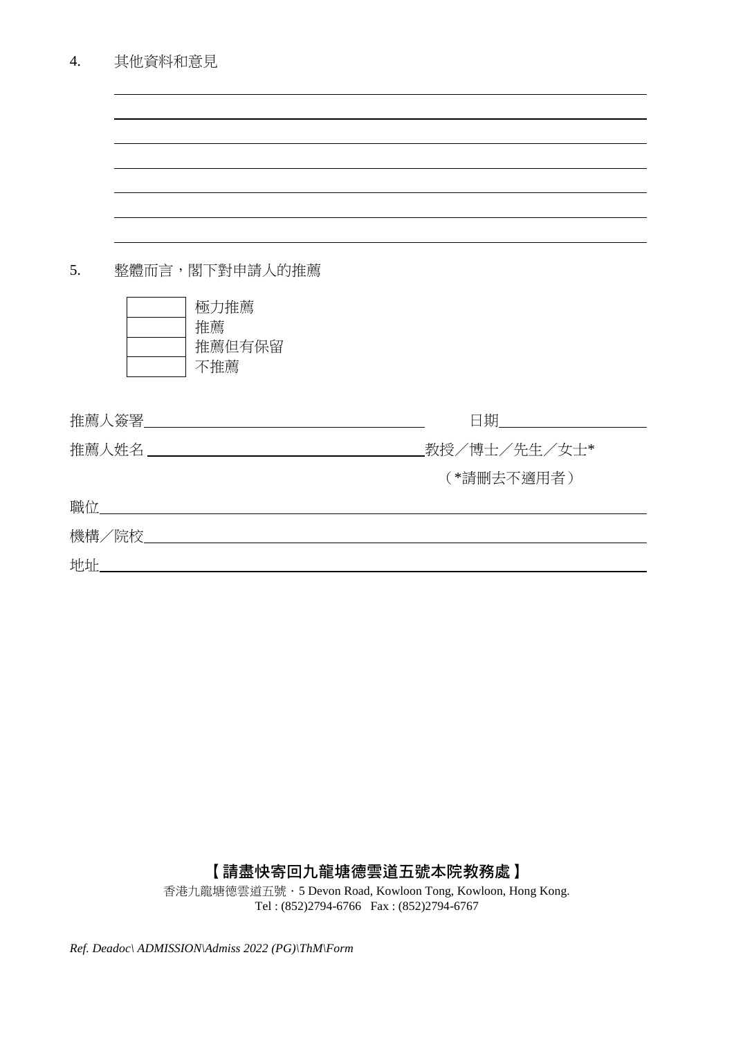4. 其他資料和意見

_______________________________________________

_______________________________________________

_______________________________________________

_______________________________________________

_______________________________________________

_______________________________________________

_______________________________________________

5. 整體而言，閣下對申請人的推薦

| | |
|---|---|
| ☐ | 極力推薦 |
| ☐ | 推薦 |
| ☐ | 推薦但有保留 |
| ☐ | 不推薦 |

推薦人簽署________________________________　　日期________________

推薦人姓名________________________________教授／博士／先生／女士*

（*請刪去不適用者）

職位_______________________________________________

機構／院校_______________________________________________

地址_______________________________________________

**【請盡快寄回九龍塘德雲道五號本院教務處】**

香港九龍塘德雲道五號．5 Devon Road, Kowloon Tong, Kowloon, Hong Kong.
Tel : (852)2794-6766　Fax : (852)2794-6767

*Ref. Deadoc\ ADMISSION\Admiss 2022 (PG)\ThM\Form*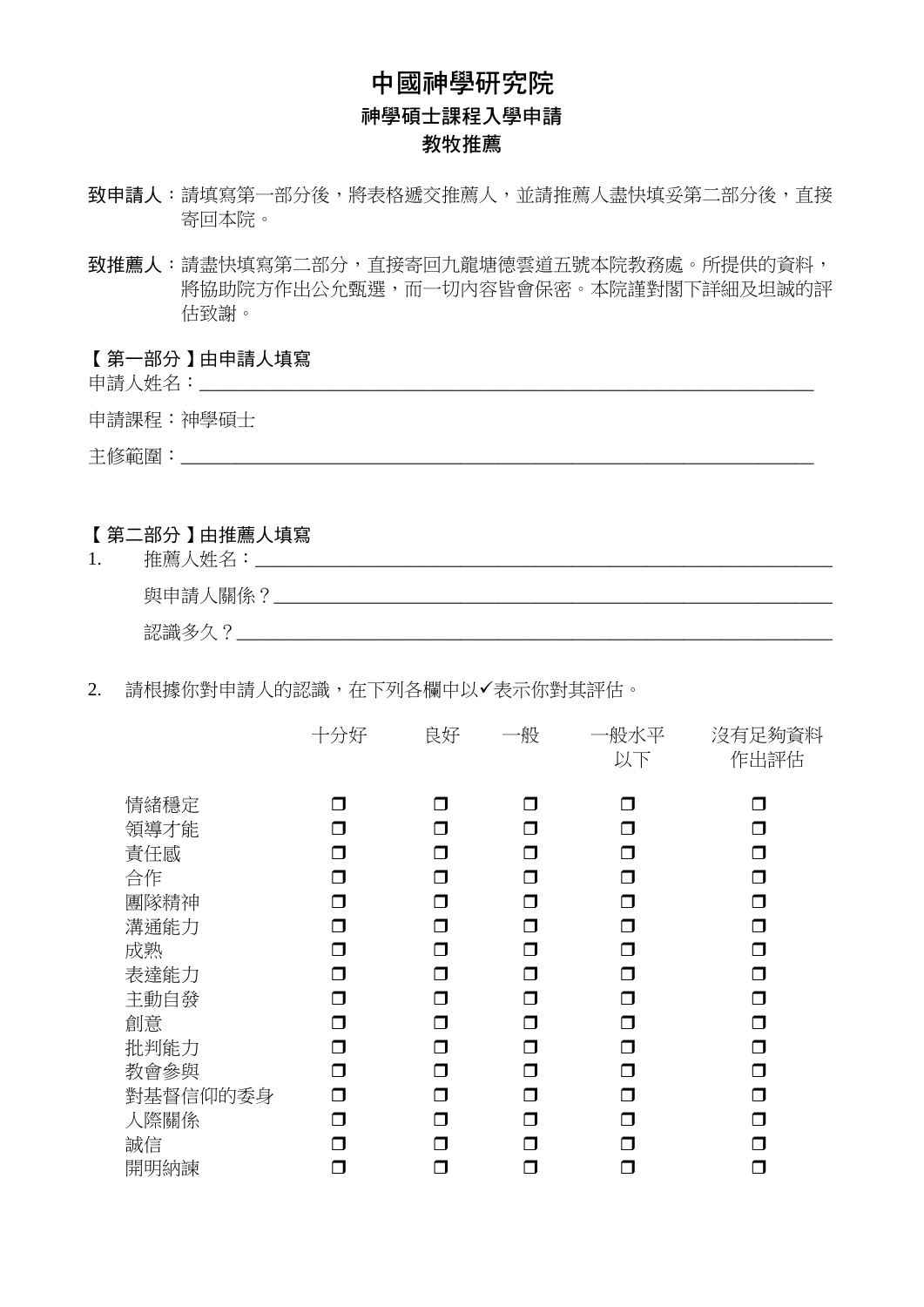# 中國神學研究院

## 神學碩士課程入學申請

## 教牧推薦

**致申請人**：請填寫第一部分後，將表格遞交推薦人，並請推薦人盡快填妥第二部分後，直接寄回本院。

**致推薦人**：請盡快填寫第二部分，直接寄回九龍塘德雲道五號本院教務處。所提供的資料，將協助院方作出公允甄選，而一切內容皆會保密。本院謹對閣下詳細及坦誠的評估致謝。

**【第一部分】由申請人填寫**

申請人姓名：_______________________________________________

申請課程：神學碩士

主修範圍：_______________________________________________

**【第二部分】由推薦人填寫**

1. 推薦人姓名：_______________________________________________

   與申請人關係？_______________________________________________

   認識多久？_______________________________________________

2. 請根據你對申請人的認識，在下列各欄中以✓表示你對其評估。

| | 十分好 | 良好 | 一般 | 一般水平以下 | 沒有足夠資料作出評估 |
|---|---|---|---|---|---|
| 情緒穩定 | ❐ | ❐ | ❐ | ❐ | ❐ |
| 領導才能 | ❐ | ❐ | ❐ | ❐ | ❐ |
| 責任感 | ❐ | ❐ | ❐ | ❐ | ❐ |
| 合作 | ❐ | ❐ | ❐ | ❐ | ❐ |
| 團隊精神 | ❐ | ❐ | ❐ | ❐ | ❐ |
| 溝通能力 | ❐ | ❐ | ❐ | ❐ | ❐ |
| 成熟 | ❐ | ❐ | ❐ | ❐ | ❐ |
| 表達能力 | ❐ | ❐ | ❐ | ❐ | ❐ |
| 主動自發 | ❐ | ❐ | ❐ | ❐ | ❐ |
| 創意 | ❐ | ❐ | ❐ | ❐ | ❐ |
| 批判能力 | ❐ | ❐ | ❐ | ❐ | ❐ |
| 教會參與 | ❐ | ❐ | ❐ | ❐ | ❐ |
| 對基督信仰的委身 | ❐ | ❐ | ❐ | ❐ | ❐ |
| 人際關係 | ❐ | ❐ | ❐ | ❐ | ❐ |
| 誠信 | ❐ | ❐ | ❐ | ❐ | ❐ |
| 開明納諫 | ❐ | ❐ | ❐ | ❐ | ❐ |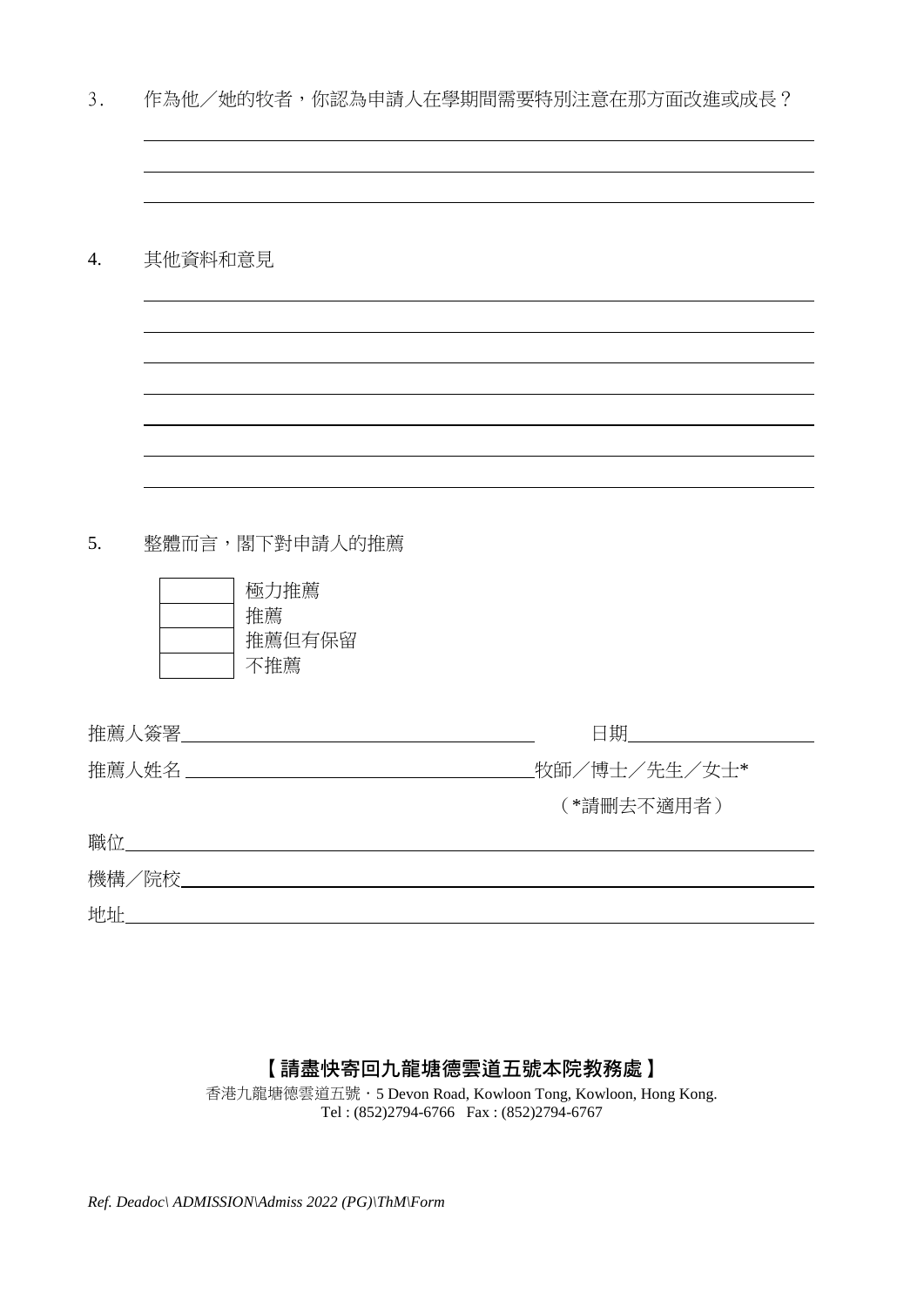3. 作為他／她的牧者，你認為申請人在學期間需要特別注意在那方面改進或成長？

______________________________________________

______________________________________________

______________________________________________

4. 其他資料和意見

______________________________________________

______________________________________________

______________________________________________

______________________________________________

______________________________________________

______________________________________________

______________________________________________

5. 整體而言，閣下對申請人的推薦

| | |
|---|---|
| ☐ | 極力推薦 |
| ☐ | 推薦 |
| ☐ | 推薦但有保留 |
| ☐ | 不推薦 |

推薦人簽署______________________________ 日期______________

推薦人姓名 ______________________________牧師／博士／先生／女士*

（*請刪去不適用者）

職位______________________________________________

機構／院校______________________________________________

地址______________________________________________

**【請盡快寄回九龍塘德雲道五號本院教務處】**

香港九龍塘德雲道五號・5 Devon Road, Kowloon Tong, Kowloon, Hong Kong.
Tel : (852)2794-6766 Fax : (852)2794-6767

*Ref. Deadoc\ ADMISSION\Admiss 2022 (PG)\ThM\Form*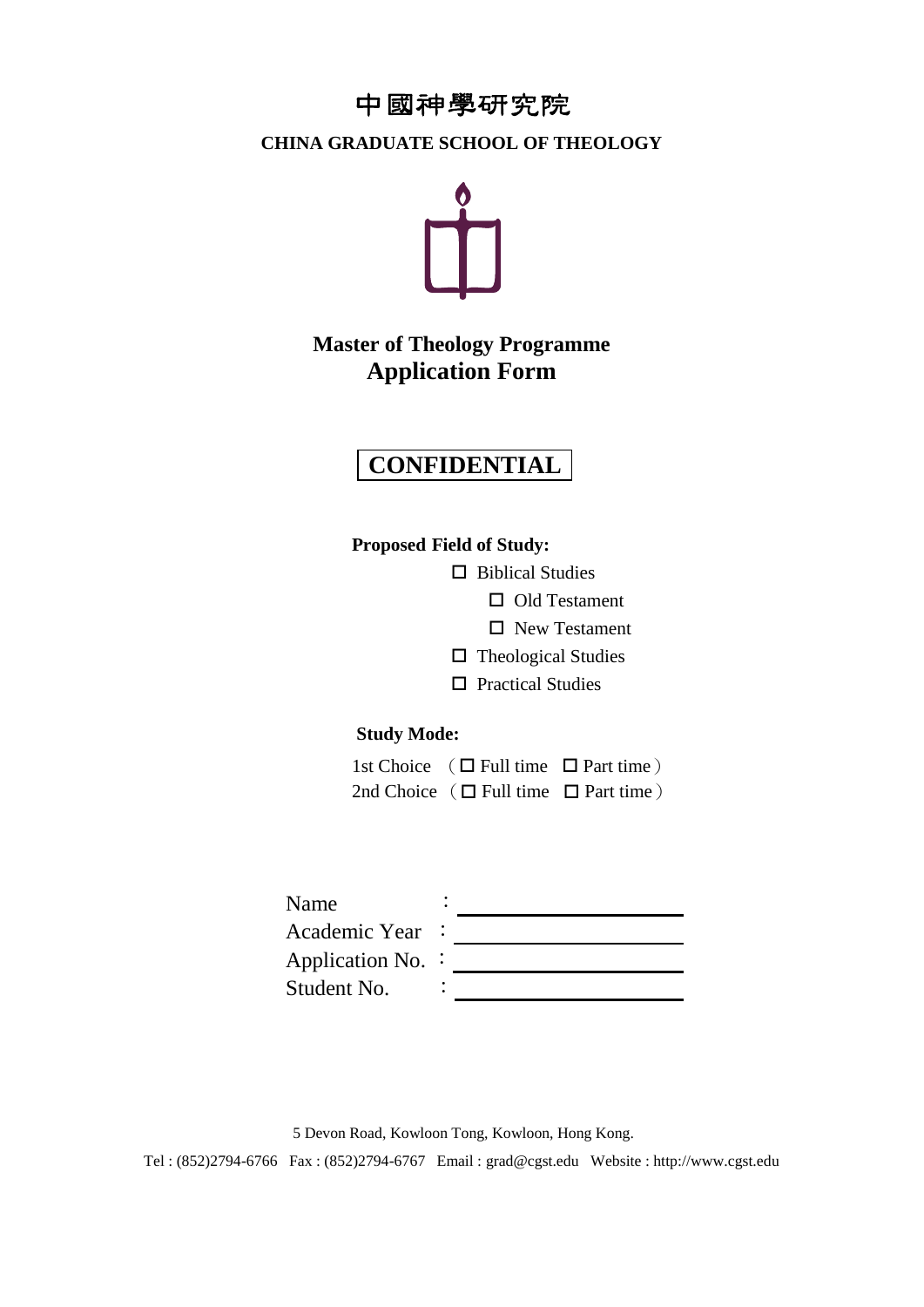# 中國神學研究院

**CHINA GRADUATE SCHOOL OF THEOLOGY**

## Master of Theology Programme
## Application Form

**CONFIDENTIAL**

**Proposed Field of Study:**

- ☐ Biblical Studies
  - ☐ Old Testament
  - ☐ New Testament
- ☐ Theological Studies
- ☐ Practical Studies

**Study Mode:**

1st Choice （☐ Full time ☐ Part time）
2nd Choice （☐ Full time ☐ Part time）

Name : ____________________
Academic Year : ____________________
Application No. : ____________________
Student No. : ____________________

5 Devon Road, Kowloon Tong, Kowloon, Hong Kong.

Tel : (852)2794-6766 Fax : (852)2794-6767 Email : grad@cgst.edu Website : http://www.cgst.edu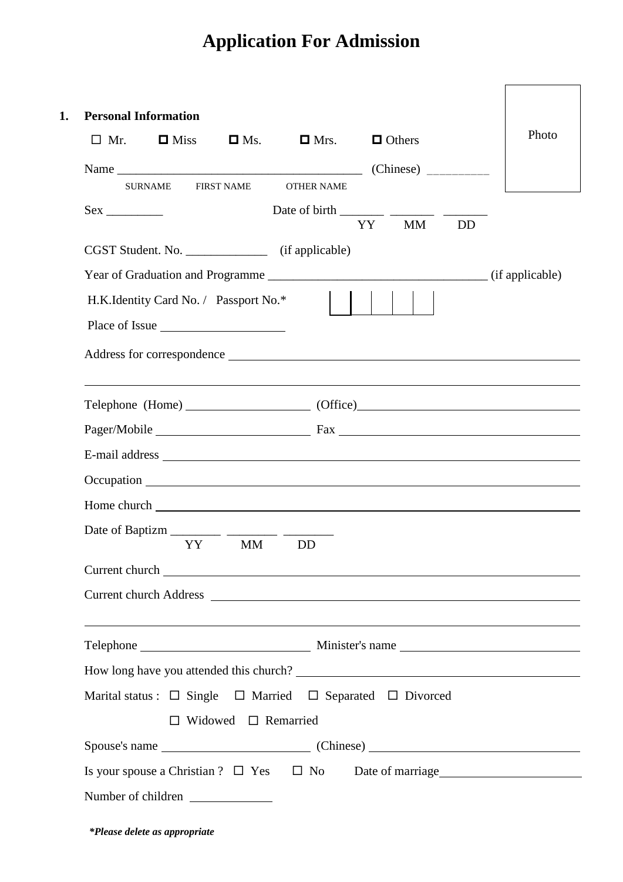# Application For Admission

Photo

**1. Personal Information**

☐ Mr. ☐ Miss ☐ Ms. ☐ Mrs. ☐ Others

Name ________________________________________ (Chinese) _________

SURNAME FIRST NAME OTHER NAME

Sex _________ Date of birth _______ _______ _______

YY MM DD

CGST Student. No. _____________ (if applicable)

Year of Graduation and Programme __________________________________ (if applicable)

H.K.Identity Card No. / Passport No.* | | | | | |

Place of Issue ____________________

Address for correspondence ____________________________________________

____________________________________________

Telephone (Home) ____________________ (Office)____________________

Pager/Mobile ____________________ Fax ____________________

E-mail address ____________________________________________

Occupation ____________________________________________

Home church ____________________________________________

Date of Baptizm ________ ________ ________

YY MM DD

Current church ____________________________________________

Current church Address ____________________________________________

____________________________________________

Telephone ____________________ Minister's name ____________________

How long have you attended this church? ____________________

Marital status : ☐ Single ☐ Married ☐ Separated ☐ Divorced

☐ Widowed ☐ Remarried

Spouse's name ____________________ (Chinese) ____________________

Is your spouse a Christian ? ☐ Yes ☐ No Date of marriage____________________

Number of children ____________

***Please delete as appropriate***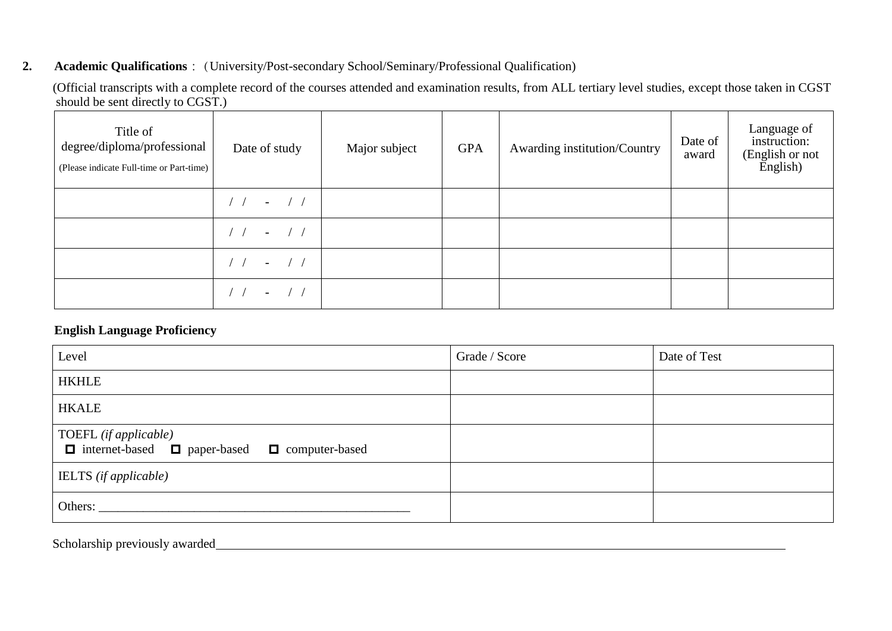**2. Academic Qualifications**：（University/Post-secondary School/Seminary/Professional Qualification)

(Official transcripts with a complete record of the courses attended and examination results, from ALL tertiary level studies, except those taken in CGST should be sent directly to CGST.)

| Title of degree/diploma/professional (Please indicate Full-time or Part-time) | Date of study | Major subject | GPA | Awarding institution/Country | Date of award | Language of instruction: (English or not English) |
|---|---|---|---|---|---|---|
| | / / - / / | | | | | |
| | / / - / / | | | | | |
| | / / - / / | | | | | |
| | / / - / / | | | | | |

**English Language Proficiency**

| Level | Grade / Score | Date of Test |
|---|---|---|
| HKHLE | | |
| HKALE | | |
| TOEFL *(if applicable)* ☐ internet-based ☐ paper-based ☐ computer-based | | |
| IELTS *(if applicable)* | | |
| Others: ______________________________ | | |

Scholarship previously awarded______________________________________________________________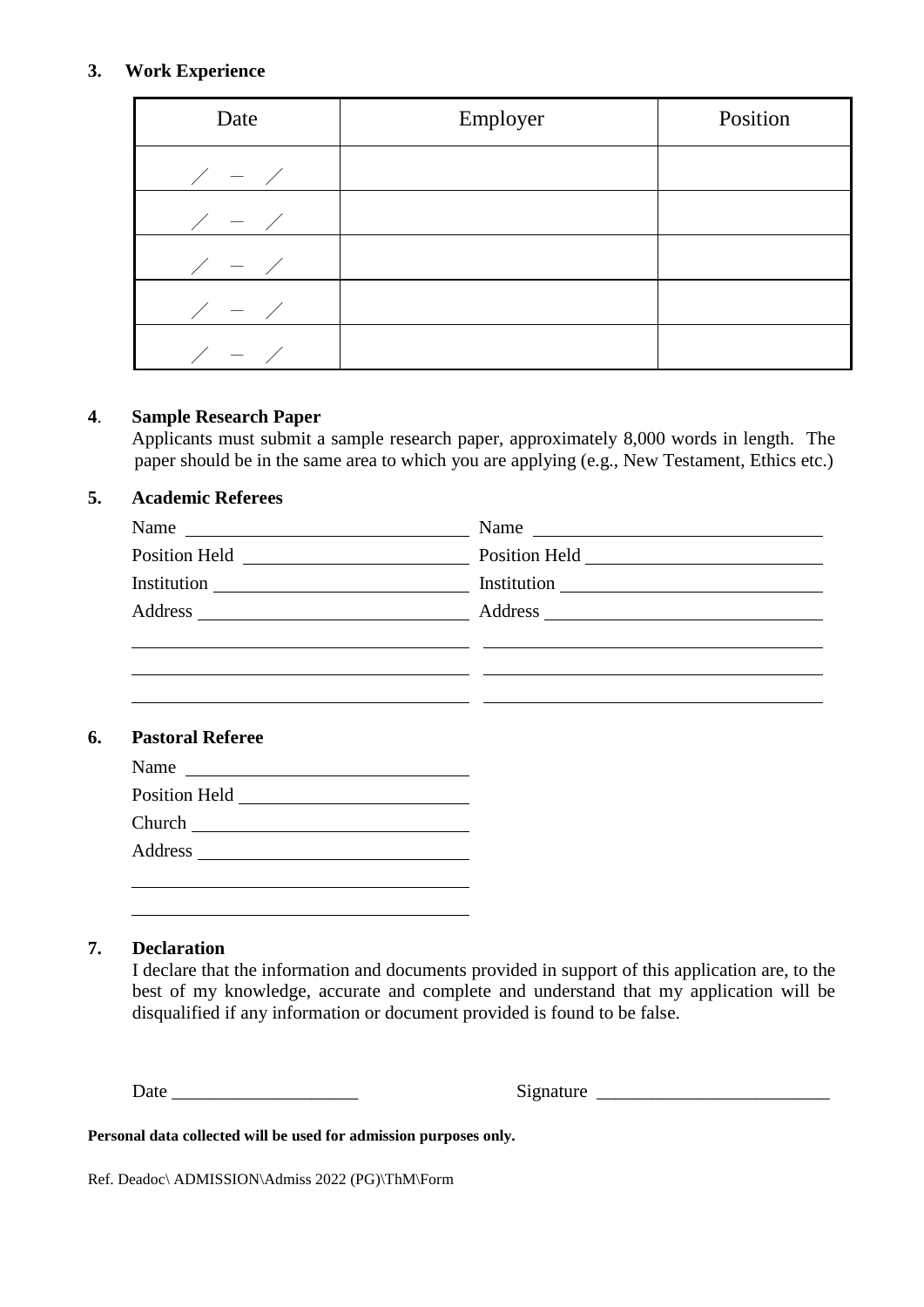## 3. Work Experience

| Date | Employer | Position |
|---|---|---|
| /　–　/ | | |
| /　–　/ | | |
| /　–　/ | | |
| /　–　/ | | |
| /　–　/ | | |

## 4. Sample Research Paper

Applicants must submit a sample research paper, approximately 8,000 words in length. The paper should be in the same area to which you are applying (e.g., New Testament, Ethics etc.)

## 5. Academic Referees

Name ______________________________ Name ______________________________

Position Held ______________________________ Position Held ______________________________

Institution ______________________________ Institution ______________________________

Address ______________________________ Address ______________________________

______________________________ ______________________________

______________________________ ______________________________

______________________________ ______________________________

## 6. Pastoral Referee

Name ______________________________

Position Held ______________________________

Church ______________________________

Address ______________________________

______________________________

______________________________

## 7. Declaration

I declare that the information and documents provided in support of this application are, to the best of my knowledge, accurate and complete and understand that my application will be disqualified if any information or document provided is found to be false.

Date ____________________ Signature _________________________

**Personal data collected will be used for admission purposes only.**

Ref. Deadoc\ ADMISSION\Admiss 2022 (PG)\ThM\Form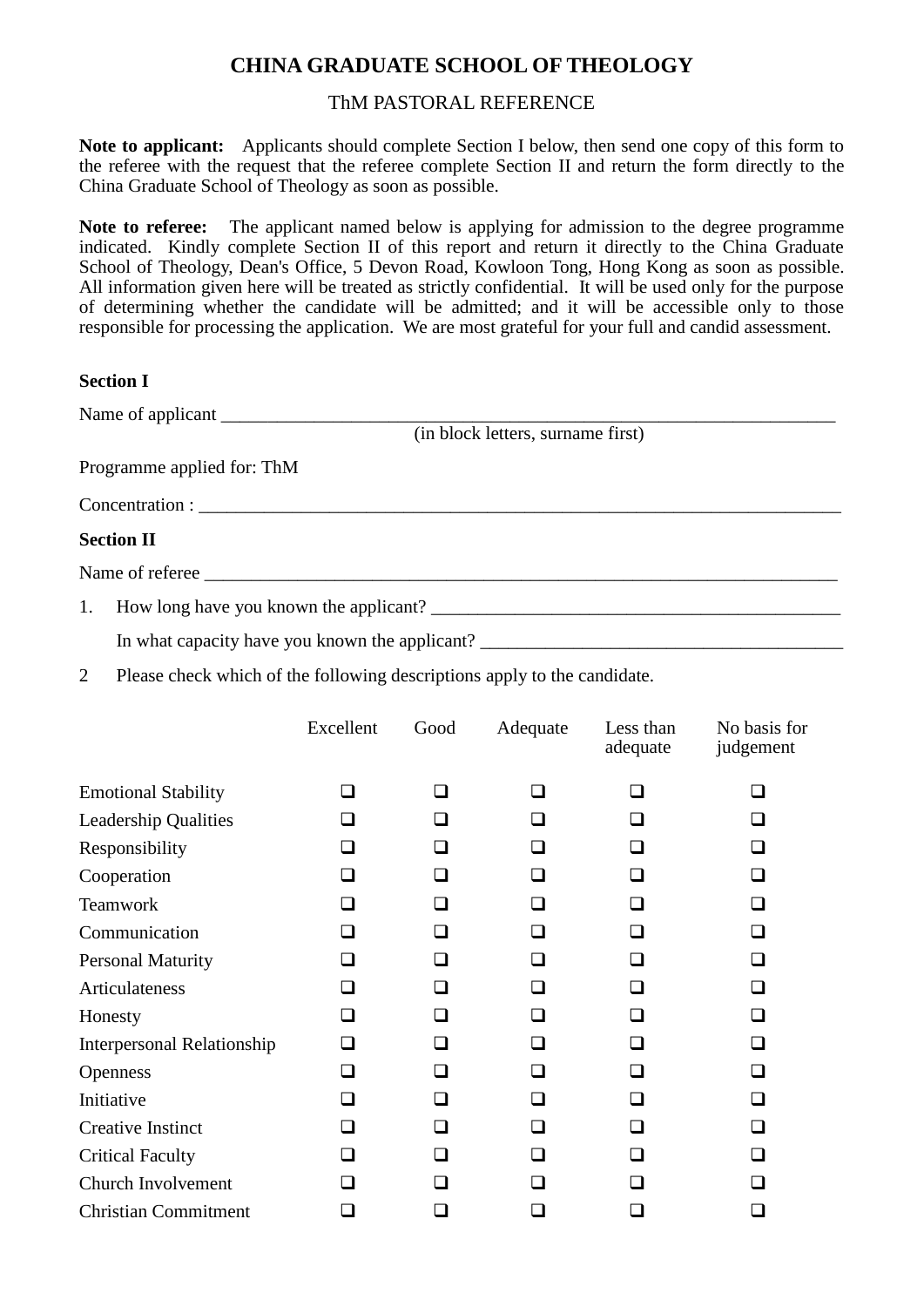# CHINA GRADUATE SCHOOL OF THEOLOGY

ThM PASTORAL REFERENCE

**Note to applicant:** Applicants should complete Section I below, then send one copy of this form to the referee with the request that the referee complete Section II and return the form directly to the China Graduate School of Theology as soon as possible.

**Note to referee:** The applicant named below is applying for admission to the degree programme indicated. Kindly complete Section II of this report and return it directly to the China Graduate School of Theology, Dean's Office, 5 Devon Road, Kowloon Tong, Hong Kong as soon as possible. All information given here will be treated as strictly confidential. It will be used only for the purpose of determining whether the candidate will be admitted; and it will be accessible only to those responsible for processing the application. We are most grateful for your full and candid assessment.

**Section I**

Name of applicant ______________________________________________________________
(in block letters, surname first)

Programme applied for: ThM

Concentration : ______________________________________________________________

**Section II**

Name of referee ______________________________________________________________

1. How long have you known the applicant? ____________________________________________

   In what capacity have you known the applicant? ______________________________________

2 Please check which of the following descriptions apply to the candidate.

| | Excellent | Good | Adequate | Less than adequate | No basis for judgement |
|---|---|---|---|---|---|
| Emotional Stability | ❑ | ❑ | ❑ | ❑ | ❑ |
| Leadership Qualities | ❑ | ❑ | ❑ | ❑ | ❑ |
| Responsibility | ❑ | ❑ | ❑ | ❑ | ❑ |
| Cooperation | ❑ | ❑ | ❑ | ❑ | ❑ |
| Teamwork | ❑ | ❑ | ❑ | ❑ | ❑ |
| Communication | ❑ | ❑ | ❑ | ❑ | ❑ |
| Personal Maturity | ❑ | ❑ | ❑ | ❑ | ❑ |
| Articulateness | ❑ | ❑ | ❑ | ❑ | ❑ |
| Honesty | ❑ | ❑ | ❑ | ❑ | ❑ |
| Interpersonal Relationship | ❑ | ❑ | ❑ | ❑ | ❑ |
| Openness | ❑ | ❑ | ❑ | ❑ | ❑ |
| Initiative | ❑ | ❑ | ❑ | ❑ | ❑ |
| Creative Instinct | ❑ | ❑ | ❑ | ❑ | ❑ |
| Critical Faculty | ❑ | ❑ | ❑ | ❑ | ❑ |
| Church Involvement | ❑ | ❑ | ❑ | ❑ | ❑ |
| Christian Commitment | ❑ | ❑ | ❑ | ❑ | ❑ |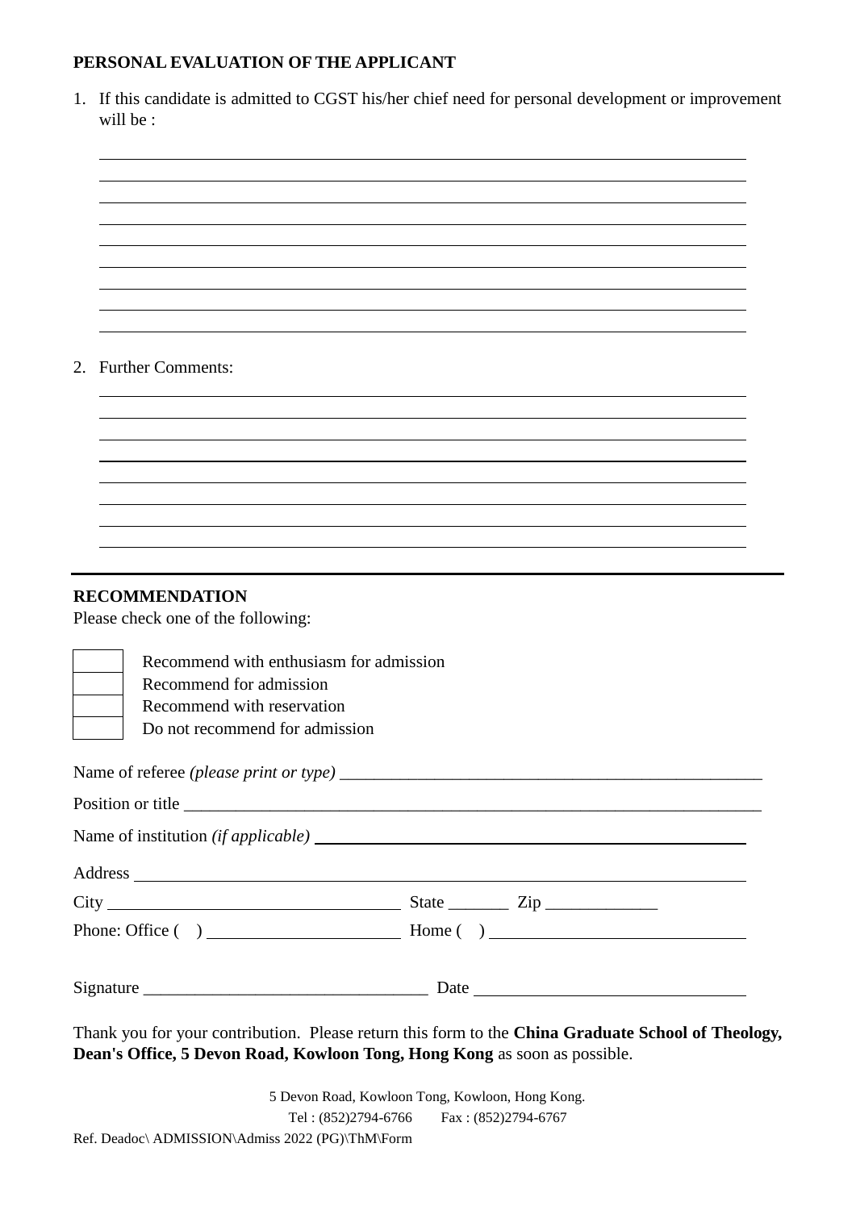**PERSONAL EVALUATION OF THE APPLICANT**

1. If this candidate is admitted to CGST his/her chief need for personal development or improvement will be :

______________________________________________________________________
______________________________________________________________________
______________________________________________________________________
______________________________________________________________________
______________________________________________________________________
______________________________________________________________________
______________________________________________________________________
______________________________________________________________________
______________________________________________________________________

2. Further Comments:

______________________________________________________________________
______________________________________________________________________
______________________________________________________________________
______________________________________________________________________
______________________________________________________________________
______________________________________________________________________
______________________________________________________________________
______________________________________________________________________

---

**RECOMMENDATION**

Please check one of the following:

- ☐ Recommend with enthusiasm for admission
- ☐ Recommend for admission
- ☐ Recommend with reservation
- ☐ Do not recommend for admission

Name of referee *(please print or type)* __________________________________________________

Position or title ______________________________________________________________________

Name of institution *(if applicable)* ____________________________________________________

Address ______________________________________________________________________

City ________________________________ State _______ Zip _____________

Phone: Office ( ) ______________________ Home ( ) _____________________________

Signature _________________________________ Date _______________________________

Thank you for your contribution. Please return this form to the **China Graduate School of Theology, Dean's Office, 5 Devon Road, Kowloon Tong, Hong Kong** as soon as possible.

5 Devon Road, Kowloon Tong, Kowloon, Hong Kong.
Tel : (852)2794-6766 Fax : (852)2794-6767

Ref. Deadoc\ ADMISSION\Admiss 2022 (PG)\ThM\Form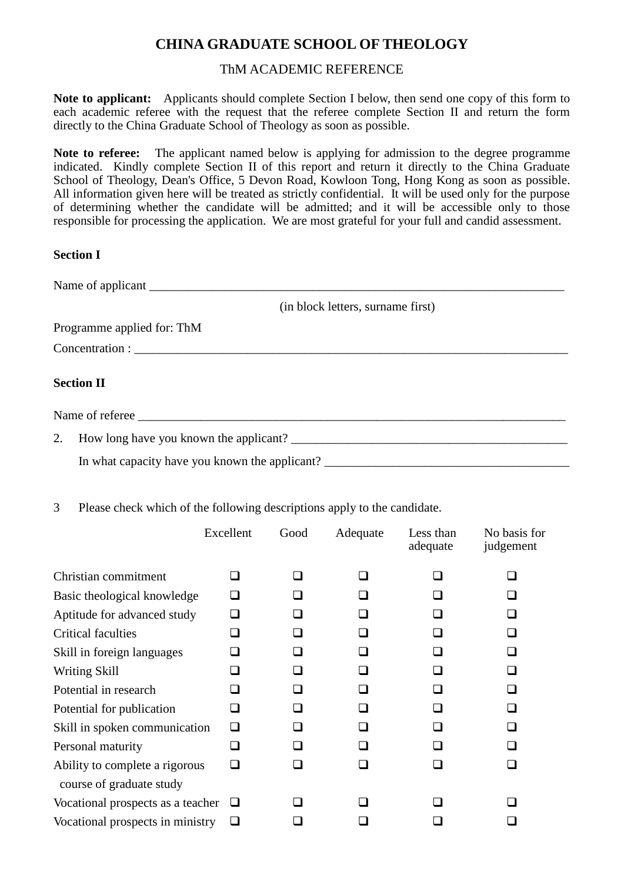# CHINA GRADUATE SCHOOL OF THEOLOGY

ThM ACADEMIC REFERENCE

**Note to applicant:** Applicants should complete Section I below, then send one copy of this form to each academic referee with the request that the referee complete Section II and return the form directly to the China Graduate School of Theology as soon as possible.

**Note to referee:** The applicant named below is applying for admission to the degree programme indicated. Kindly complete Section II of this report and return it directly to the China Graduate School of Theology, Dean's Office, 5 Devon Road, Kowloon Tong, Hong Kong as soon as possible. All information given here will be treated as strictly confidential. It will be used only for the purpose of determining whether the candidate will be admitted; and it will be accessible only to those responsible for processing the application. We are most grateful for your full and candid assessment.

**Section I**

Name of applicant ______________________________________________________________________

(in block letters, surname first)

Programme applied for: ThM

Concentration : _________________________________________________________________________

**Section II**

Name of referee _________________________________________________________________________

2. How long have you known the applicant? ____________________________________________

   In what capacity have you known the applicant? ______________________________________

3 Please check which of the following descriptions apply to the candidate.

| | Excellent | Good | Adequate | Less than adequate | No basis for judgement |
|---|---|---|---|---|---|
| Christian commitment | ❑ | ❑ | ❑ | ❑ | ❑ |
| Basic theological knowledge | ❑ | ❑ | ❑ | ❑ | ❑ |
| Aptitude for advanced study | ❑ | ❑ | ❑ | ❑ | ❑ |
| Critical faculties | ❑ | ❑ | ❑ | ❑ | ❑ |
| Skill in foreign languages | ❑ | ❑ | ❑ | ❑ | ❑ |
| Writing Skill | ❑ | ❑ | ❑ | ❑ | ❑ |
| Potential in research | ❑ | ❑ | ❑ | ❑ | ❑ |
| Potential for publication | ❑ | ❑ | ❑ | ❑ | ❑ |
| Skill in spoken communication | ❑ | ❑ | ❑ | ❑ | ❑ |
| Personal maturity | ❑ | ❑ | ❑ | ❑ | ❑ |
| Ability to complete a rigorous course of graduate study | ❑ | ❑ | ❑ | ❑ | ❑ |
| Vocational prospects as a teacher | ❑ | ❑ | ❑ | ❑ | ❑ |
| Vocational prospects in ministry | ❑ | ❑ | ❑ | ❑ | ❑ |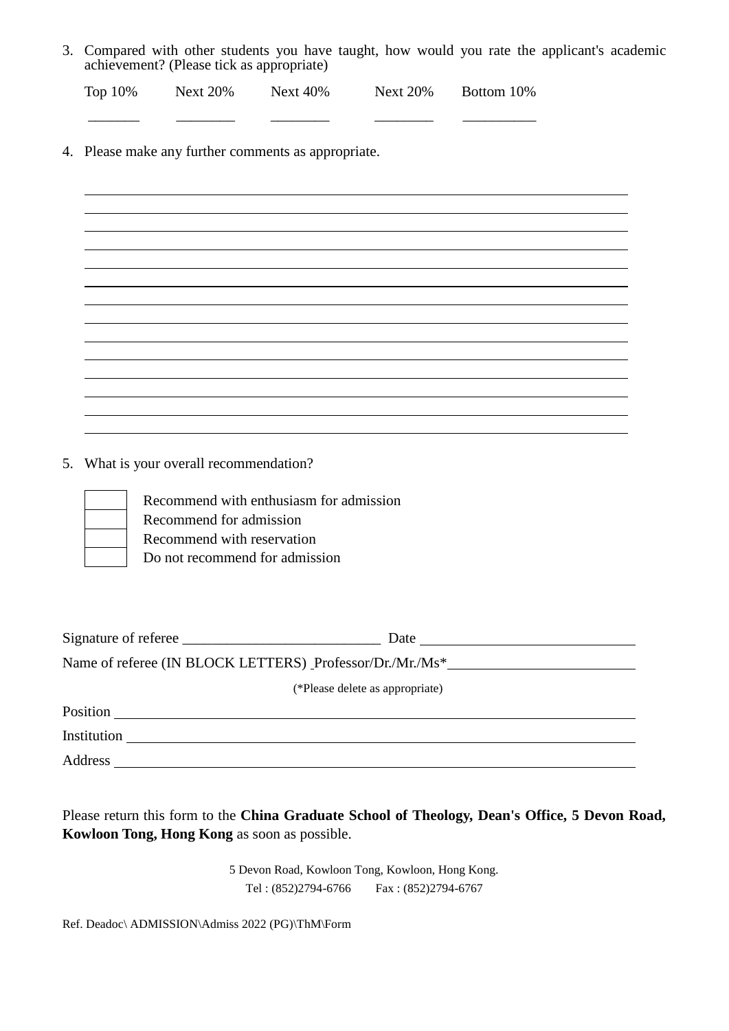3. Compared with other students you have taught, how would you rate the applicant's academic achievement? (Please tick as appropriate)

| Top 10% | Next 20% | Next 40% | Next 20% | Bottom 10% |
|---|---|---|---|---|
| _______ | ________ | ________ | ________ | __________ |

4. Please make any further comments as appropriate.

________________________________________________________________________________
________________________________________________________________________________
________________________________________________________________________________
________________________________________________________________________________
________________________________________________________________________________
________________________________________________________________________________
________________________________________________________________________________
________________________________________________________________________________
________________________________________________________________________________
________________________________________________________________________________
________________________________________________________________________________
________________________________________________________________________________
________________________________________________________________________________
________________________________________________________________________________

5. What is your overall recommendation?

- ☐ Recommend with enthusiasm for admission
- ☐ Recommend for admission
- ☐ Recommend with reservation
- ☐ Do not recommend for admission

Signature of referee ___________________________ Date _____________________________

Name of referee (IN BLOCK LETTERS) Professor/Dr./Mr./Ms*_________________________

(*Please delete as appropriate)

Position ________________________________________________________________________

Institution ______________________________________________________________________

Address ________________________________________________________________________

Please return this form to the **China Graduate School of Theology, Dean's Office, 5 Devon Road, Kowloon Tong, Hong Kong** as soon as possible.

5 Devon Road, Kowloon Tong, Kowloon, Hong Kong.
Tel : (852)2794-6766 Fax : (852)2794-6767

Ref. Deadoc\ ADMISSION\Admiss 2022 (PG)\ThM\Form